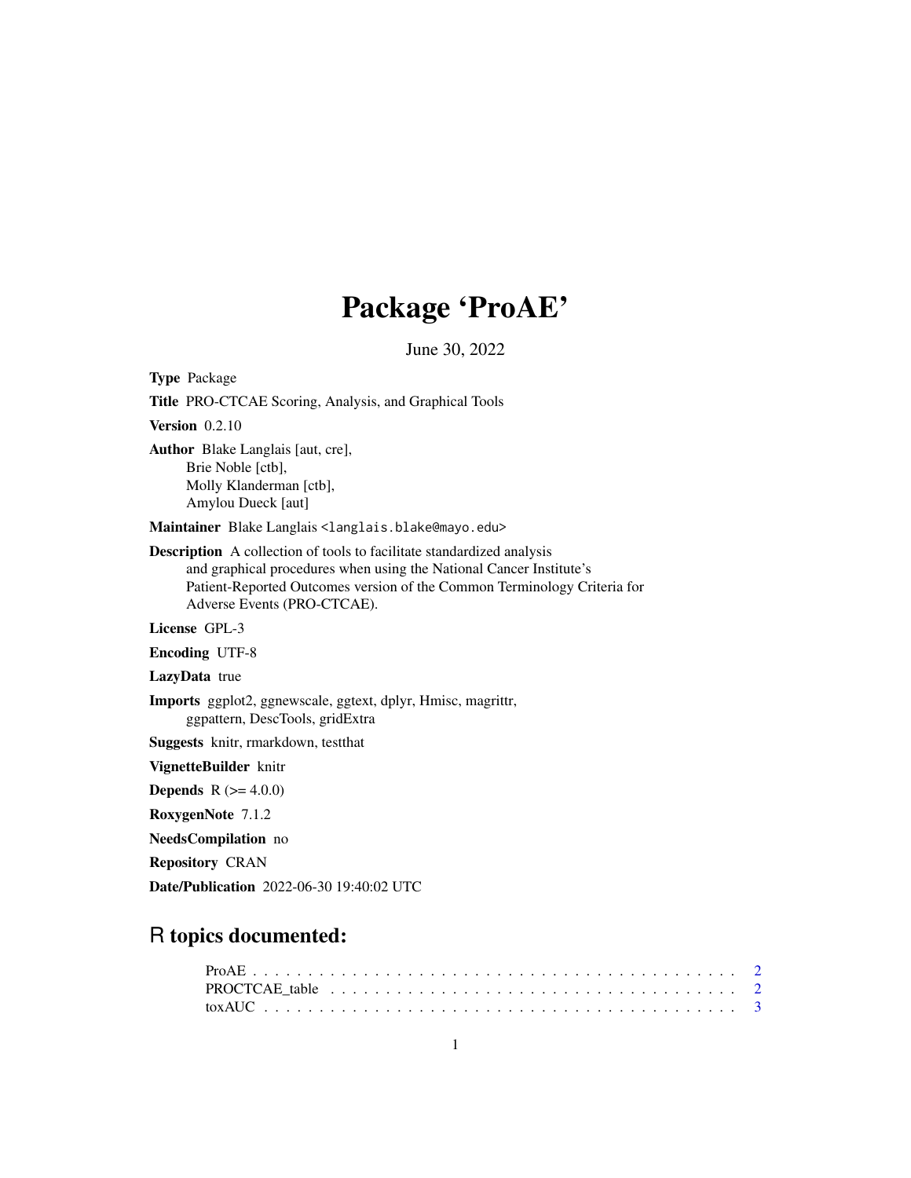# Package 'ProAE'

June 30, 2022

**Type** Package

**Title** PRO-CTCAE Scoring, Analysis, and Graphical Tools

**Version** 0.2.10

**Author** Blake Langlais [aut, cre],
Brie Noble [ctb],
Molly Klanderman [ctb],
Amylou Dueck [aut]

**Maintainer** Blake Langlais <langlais.blake@mayo.edu>

**Description** A collection of tools to facilitate standardized analysis and graphical procedures when using the National Cancer Institute's Patient-Reported Outcomes version of the Common Terminology Criteria for Adverse Events (PRO-CTCAE).

**License** GPL-3

**Encoding** UTF-8

**LazyData** true

**Imports** ggplot2, ggnewscale, ggtext, dplyr, Hmisc, magrittr, ggpattern, DescTools, gridExtra

**Suggests** knitr, rmarkdown, testthat

**VignetteBuilder** knitr

**Depends** R (>= 4.0.0)

**RoxygenNote** 7.1.2

**NeedsCompilation** no

**Repository** CRAN

**Date/Publication** 2022-06-30 19:40:02 UTC

## R topics documented:

ProAE . . . . . . . . . . . . . . . . . . . . . . . . . . . . . . . . . . . . . . . . . . 2
PROCTCAE_table . . . . . . . . . . . . . . . . . . . . . . . . . . . . . . . . . . . 2
toxAUC . . . . . . . . . . . . . . . . . . . . . . . . . . . . . . . . . . . . . . . . . 3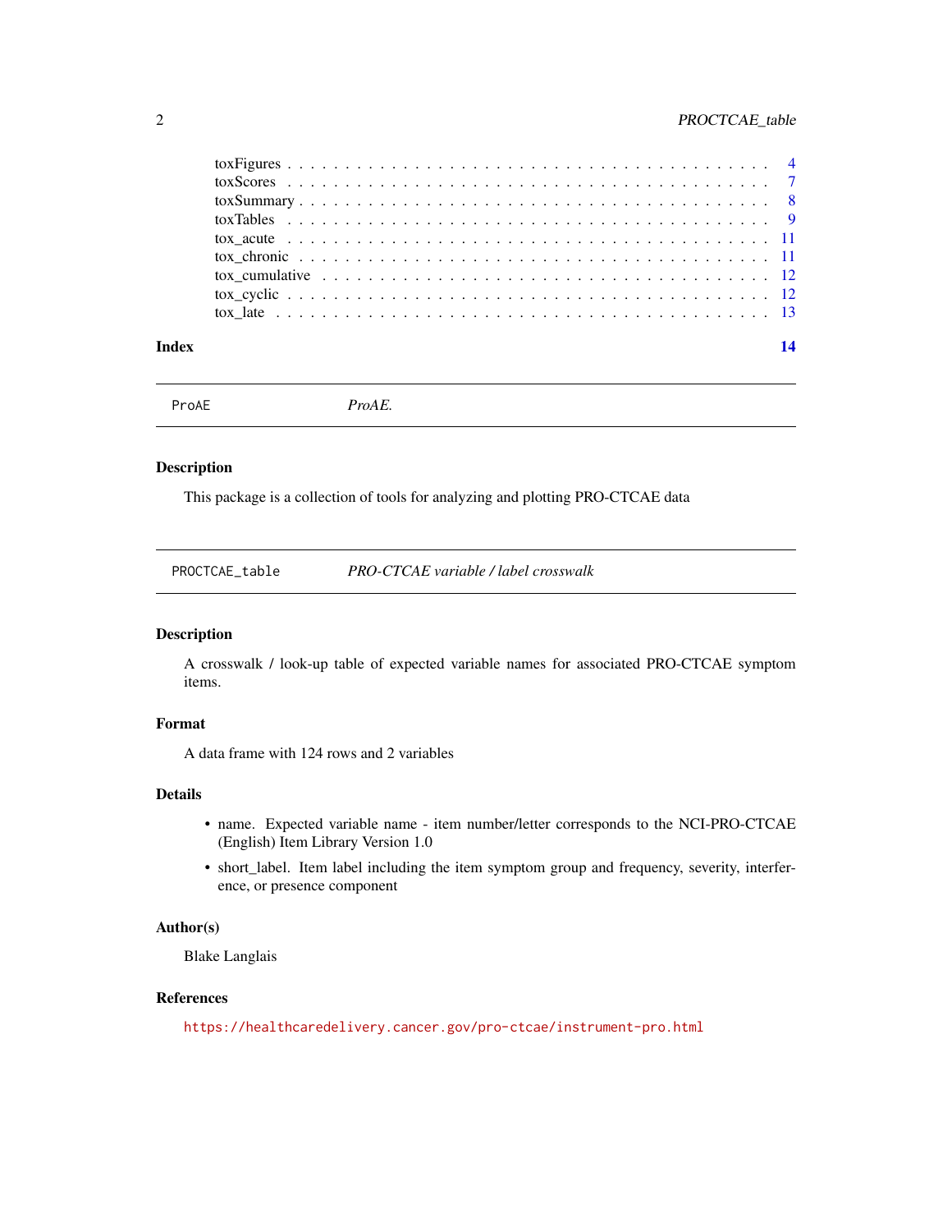toxFigures . . . . . . . . . . . . . . . . . . . . . . . . . . . . . . . . . . . . . . . 4
toxScores . . . . . . . . . . . . . . . . . . . . . . . . . . . . . . . . . . . . . . . 7
toxSummary . . . . . . . . . . . . . . . . . . . . . . . . . . . . . . . . . . . . . . 8
toxTables . . . . . . . . . . . . . . . . . . . . . . . . . . . . . . . . . . . . . . . 9
tox_acute . . . . . . . . . . . . . . . . . . . . . . . . . . . . . . . . . . . . . . . 11
tox_chronic . . . . . . . . . . . . . . . . . . . . . . . . . . . . . . . . . . . . . . 11
tox_cumulative . . . . . . . . . . . . . . . . . . . . . . . . . . . . . . . . . . . . 12
tox_cyclic . . . . . . . . . . . . . . . . . . . . . . . . . . . . . . . . . . . . . . . 12
tox_late . . . . . . . . . . . . . . . . . . . . . . . . . . . . . . . . . . . . . . . . 13

**Index** **14**

---

`ProAE` *ProAE.*

---

## Description

This package is a collection of tools for analyzing and plotting PRO-CTCAE data

---

`PROCTCAE_table` *PRO-CTCAE variable / label crosswalk*

---

## Description

A crosswalk / look-up table of expected variable names for associated PRO-CTCAE symptom items.

## Format

A data frame with 124 rows and 2 variables

## Details

- name. Expected variable name - item number/letter corresponds to the NCI-PRO-CTCAE (English) Item Library Version 1.0
- short_label. Item label including the item symptom group and frequency, severity, interference, or presence component

## Author(s)

Blake Langlais

## References

https://healthcaredelivery.cancer.gov/pro-ctcae/instrument-pro.html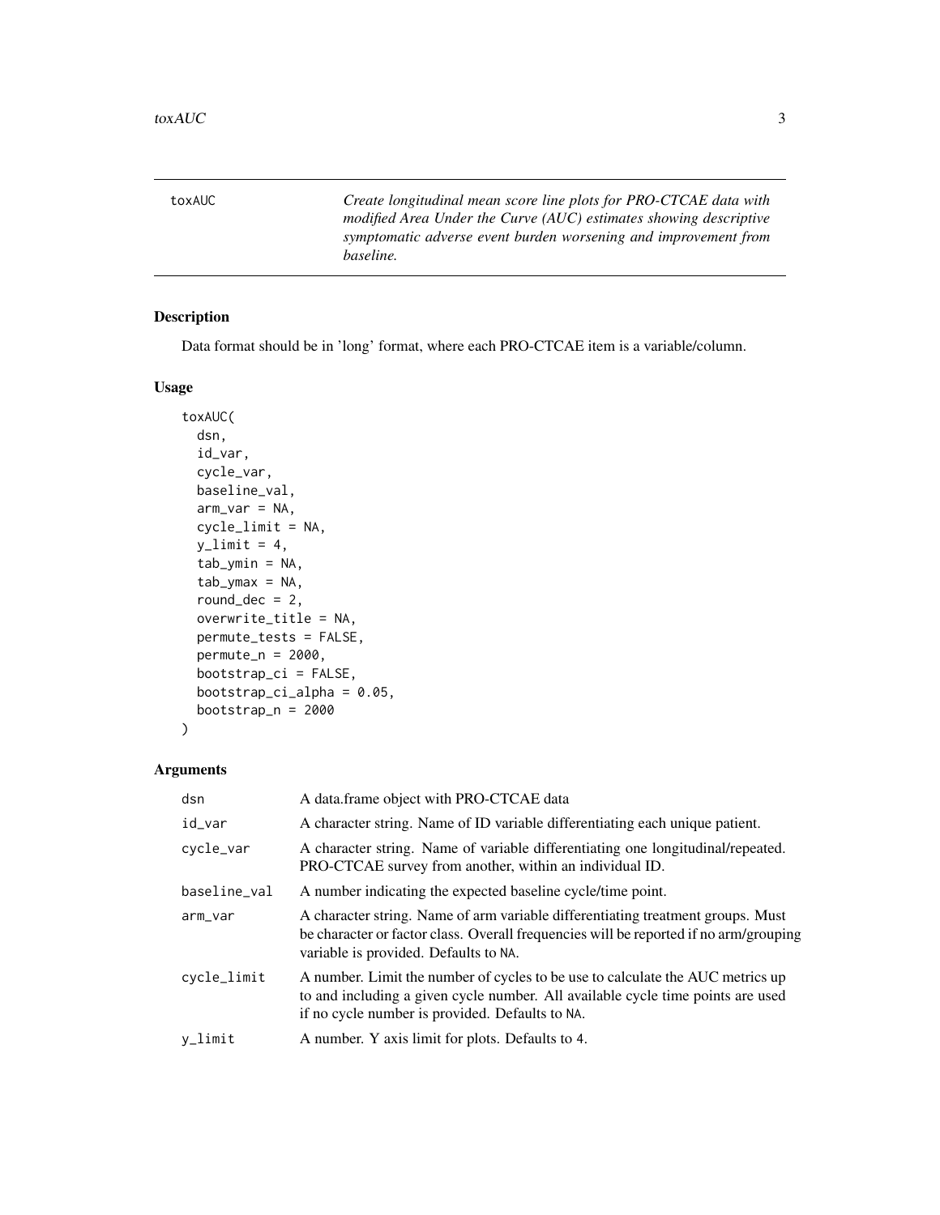toxAUC — *Create longitudinal mean score line plots for PRO-CTCAE data with modified Area Under the Curve (AUC) estimates showing descriptive symptomatic adverse event burden worsening and improvement from baseline.*

## Description

Data format should be in 'long' format, where each PRO-CTCAE item is a variable/column.

## Usage

```
toxAUC(
  dsn,
  id_var,
  cycle_var,
  baseline_val,
  arm_var = NA,
  cycle_limit = NA,
  y_limit = 4,
  tab_ymin = NA,
  tab_ymax = NA,
  round_dec = 2,
  overwrite_title = NA,
  permute_tests = FALSE,
  permute_n = 2000,
  bootstrap_ci = FALSE,
  bootstrap_ci_alpha = 0.05,
  bootstrap_n = 2000
)
```

## Arguments

| | |
|---|---|
| dsn | A data.frame object with PRO-CTCAE data |
| id_var | A character string. Name of ID variable differentiating each unique patient. |
| cycle_var | A character string. Name of variable differentiating one longitudinal/repeated. PRO-CTCAE survey from another, within an individual ID. |
| baseline_val | A number indicating the expected baseline cycle/time point. |
| arm_var | A character string. Name of arm variable differentiating treatment groups. Must be character or factor class. Overall frequencies will be reported if no arm/grouping variable is provided. Defaults to NA. |
| cycle_limit | A number. Limit the number of cycles to be use to calculate the AUC metrics up to and including a given cycle number. All available cycle time points are used if no cycle number is provided. Defaults to NA. |
| y_limit | A number. Y axis limit for plots. Defaults to 4. |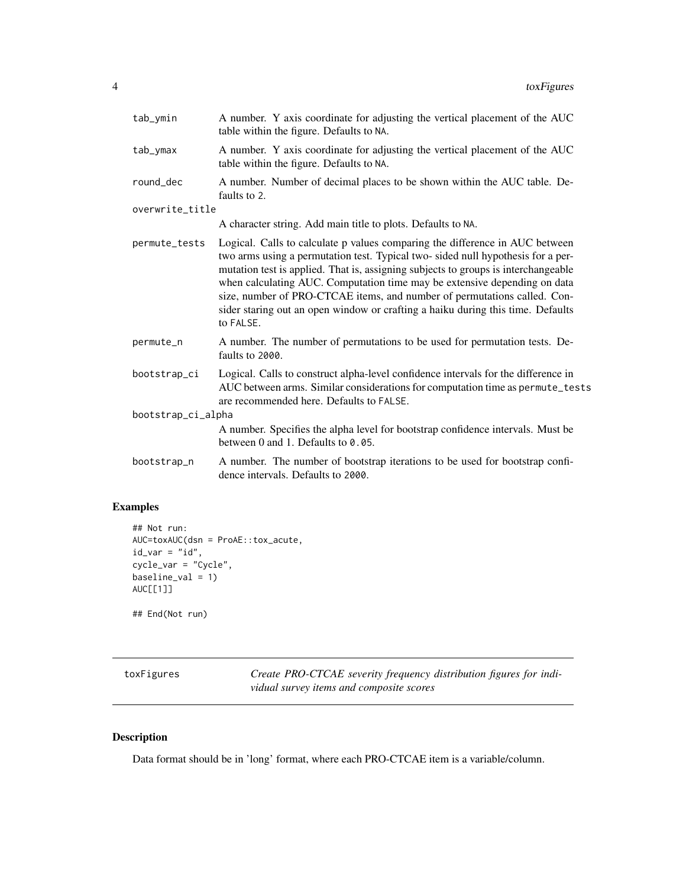| | |
|---|---|
| tab_ymin | A number. Y axis coordinate for adjusting the vertical placement of the AUC table within the figure. Defaults to NA. |
| tab_ymax | A number. Y axis coordinate for adjusting the vertical placement of the AUC table within the figure. Defaults to NA. |
| round_dec | A number. Number of decimal places to be shown within the AUC table. Defaults to 2. |
| overwrite_title | A character string. Add main title to plots. Defaults to NA. |
| permute_tests | Logical. Calls to calculate p values comparing the difference in AUC between two arms using a permutation test. Typical two- sided null hypothesis for a permutation test is applied. That is, assigning subjects to groups is interchangeable when calculating AUC. Computation time may be extensive depending on data size, number of PRO-CTCAE items, and number of permutations called. Consider staring out an open window or crafting a haiku during this time. Defaults to FALSE. |
| permute_n | A number. The number of permutations to be used for permutation tests. Defaults to 2000. |
| bootstrap_ci | Logical. Calls to construct alpha-level confidence intervals for the difference in AUC between arms. Similar considerations for computation time as permute_tests are recommended here. Defaults to FALSE. |
| bootstrap_ci_alpha | A number. Specifies the alpha level for bootstrap confidence intervals. Must be between 0 and 1. Defaults to 0.05. |
| bootstrap_n | A number. The number of bootstrap iterations to be used for bootstrap confidence intervals. Defaults to 2000. |

## Examples

```
## Not run:
AUC=toxAUC(dsn = ProAE::tox_acute,
id_var = "id",
cycle_var = "Cycle",
baseline_val = 1)
AUC[[1]]

## End(Not run)
```

# toxFigures

*Create PRO-CTCAE severity frequency distribution figures for individual survey items and composite scores*

## Description

Data format should be in 'long' format, where each PRO-CTCAE item is a variable/column.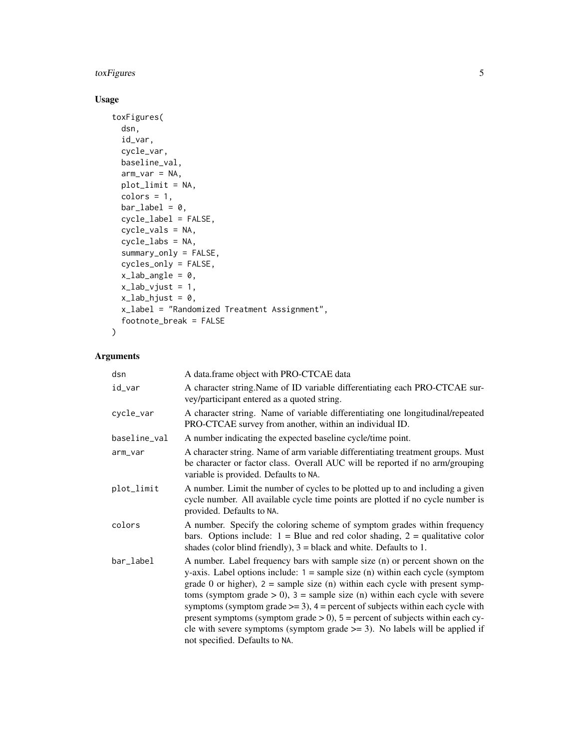## Usage

```
toxFigures(
  dsn,
  id_var,
  cycle_var,
  baseline_val,
  arm_var = NA,
  plot_limit = NA,
  colors = 1,
  bar_label = 0,
  cycle_label = FALSE,
  cycle_vals = NA,
  cycle_labs = NA,
  summary_only = FALSE,
  cycles_only = FALSE,
  x_lab_angle = 0,
  x_lab_vjust = 1,
  x_lab_hjust = 0,
  x_label = "Randomized Treatment Assignment",
  footnote_break = FALSE
)
```

## Arguments

| | |
|---|---|
| dsn | A data.frame object with PRO-CTCAE data |
| id_var | A character string.Name of ID variable differentiating each PRO-CTCAE survey/participant entered as a quoted string. |
| cycle_var | A character string. Name of variable differentiating one longitudinal/repeated PRO-CTCAE survey from another, within an individual ID. |
| baseline_val | A number indicating the expected baseline cycle/time point. |
| arm_var | A character string. Name of arm variable differentiating treatment groups. Must be character or factor class. Overall AUC will be reported if no arm/grouping variable is provided. Defaults to NA. |
| plot_limit | A number. Limit the number of cycles to be plotted up to and including a given cycle number. All available cycle time points are plotted if no cycle number is provided. Defaults to NA. |
| colors | A number. Specify the coloring scheme of symptom grades within frequency bars. Options include: 1 = Blue and red color shading, 2 = qualitative color shades (color blind friendly), 3 = black and white. Defaults to 1. |
| bar_label | A number. Label frequency bars with sample size (n) or percent shown on the y-axis. Label options include: 1 = sample size (n) within each cycle (symptom grade 0 or higher), 2 = sample size (n) within each cycle with present symptoms (symptom grade > 0), 3 = sample size (n) within each cycle with severe symptoms (symptom grade >= 3), 4 = percent of subjects within each cycle with present symptoms (symptom grade > 0), 5 = percent of subjects within each cycle with severe symptoms (symptom grade >= 3). No labels will be applied if not specified. Defaults to NA. |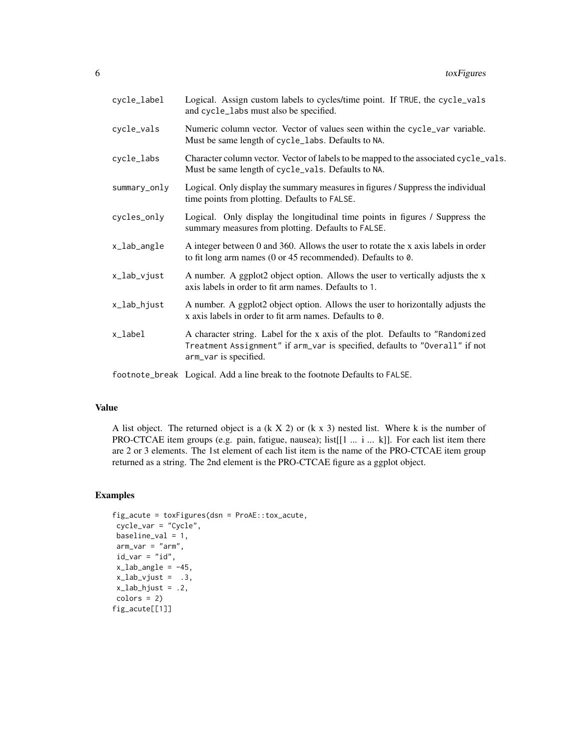| | |
|---|---|
| cycle_label | Logical. Assign custom labels to cycles/time point. If TRUE, the cycle_vals and cycle_labs must also be specified. |
| cycle_vals | Numeric column vector. Vector of values seen within the cycle_var variable. Must be same length of cycle_labs. Defaults to NA. |
| cycle_labs | Character column vector. Vector of labels to be mapped to the associated cycle_vals. Must be same length of cycle_vals. Defaults to NA. |
| summary_only | Logical. Only display the summary measures in figures / Suppress the individual time points from plotting. Defaults to FALSE. |
| cycles_only | Logical. Only display the longitudinal time points in figures / Suppress the summary measures from plotting. Defaults to FALSE. |
| x_lab_angle | A integer between 0 and 360. Allows the user to rotate the x axis labels in order to fit long arm names (0 or 45 recommended). Defaults to 0. |
| x_lab_vjust | A number. A ggplot2 object option. Allows the user to vertically adjusts the x axis labels in order to fit arm names. Defaults to 1. |
| x_lab_hjust | A number. A ggplot2 object option. Allows the user to horizontally adjusts the x axis labels in order to fit arm names. Defaults to 0. |
| x_label | A character string. Label for the x axis of the plot. Defaults to "Randomized Treatment Assignment" if arm_var is specified, defaults to "Overall" if not arm_var is specified. |
| footnote_break | Logical. Add a line break to the footnote Defaults to FALSE. |

## Value

A list object. The returned object is a (k X 2) or (k x 3) nested list. Where k is the number of PRO-CTCAE item groups (e.g. pain, fatigue, nausea); list[[1 ... i ... k]]. For each list item there are 2 or 3 elements. The 1st element of each list item is the name of the PRO-CTCAE item group returned as a string. The 2nd element is the PRO-CTCAE figure as a ggplot object.

## Examples

```
fig_acute = toxFigures(dsn = ProAE::tox_acute,
 cycle_var = "Cycle",
 baseline_val = 1,
 arm_var = "arm",
 id_var = "id",
 x_lab_angle = -45,
 x_lab_vjust =  .3,
 x_lab_hjust = .2,
 colors = 2)
fig_acute[[1]]
```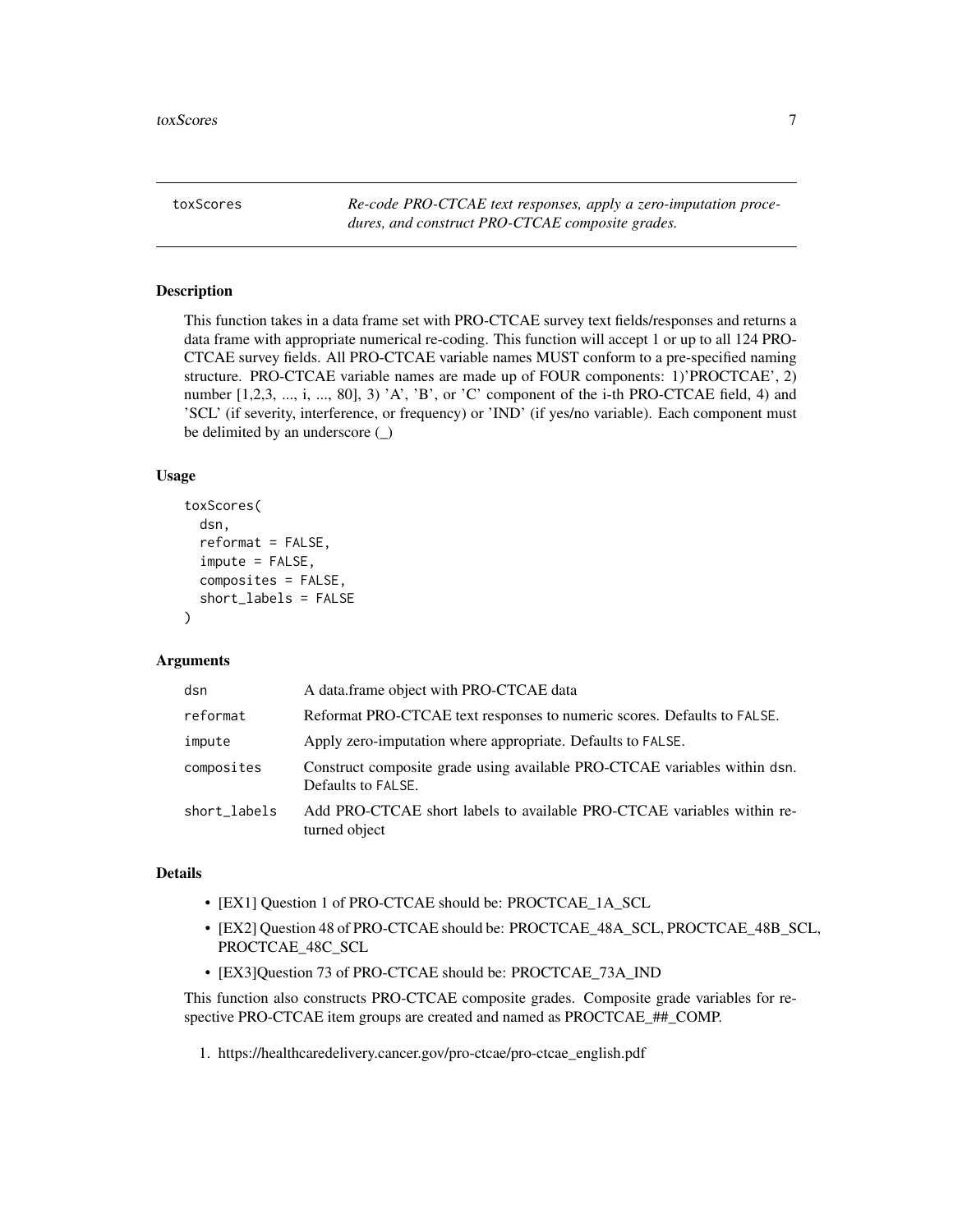toxScores *Re-code PRO-CTCAE text responses, apply a zero-imputation procedures, and construct PRO-CTCAE composite grades.*

## Description

This function takes in a data frame set with PRO-CTCAE survey text fields/responses and returns a data frame with appropriate numerical re-coding. This function will accept 1 or up to all 124 PRO-CTCAE survey fields. All PRO-CTCAE variable names MUST conform to a pre-specified naming structure. PRO-CTCAE variable names are made up of FOUR components: 1)'PROCTCAE', 2) number [1,2,3, ..., i, ..., 80], 3) 'A', 'B', or 'C' component of the i-th PRO-CTCAE field, 4) and 'SCL' (if severity, interference, or frequency) or 'IND' (if yes/no variable). Each component must be delimited by an underscore (_)

## Usage

```
toxScores(
  dsn,
  reformat = FALSE,
  impute = FALSE,
  composites = FALSE,
  short_labels = FALSE
)
```

## Arguments

| | |
|---|---|
| `dsn` | A data.frame object with PRO-CTCAE data |
| `reformat` | Reformat PRO-CTCAE text responses to numeric scores. Defaults to `FALSE`. |
| `impute` | Apply zero-imputation where appropriate. Defaults to `FALSE`. |
| `composites` | Construct composite grade using available PRO-CTCAE variables within `dsn`. Defaults to `FALSE`. |
| `short_labels` | Add PRO-CTCAE short labels to available PRO-CTCAE variables within returned object |

## Details

- [EX1] Question 1 of PRO-CTCAE should be: PROCTCAE_1A_SCL
- [EX2] Question 48 of PRO-CTCAE should be: PROCTCAE_48A_SCL, PROCTCAE_48B_SCL, PROCTCAE_48C_SCL
- [EX3]Question 73 of PRO-CTCAE should be: PROCTCAE_73A_IND

This function also constructs PRO-CTCAE composite grades. Composite grade variables for respective PRO-CTCAE item groups are created and named as PROCTCAE_##_COMP.

1. https://healthcaredelivery.cancer.gov/pro-ctcae/pro-ctcae_english.pdf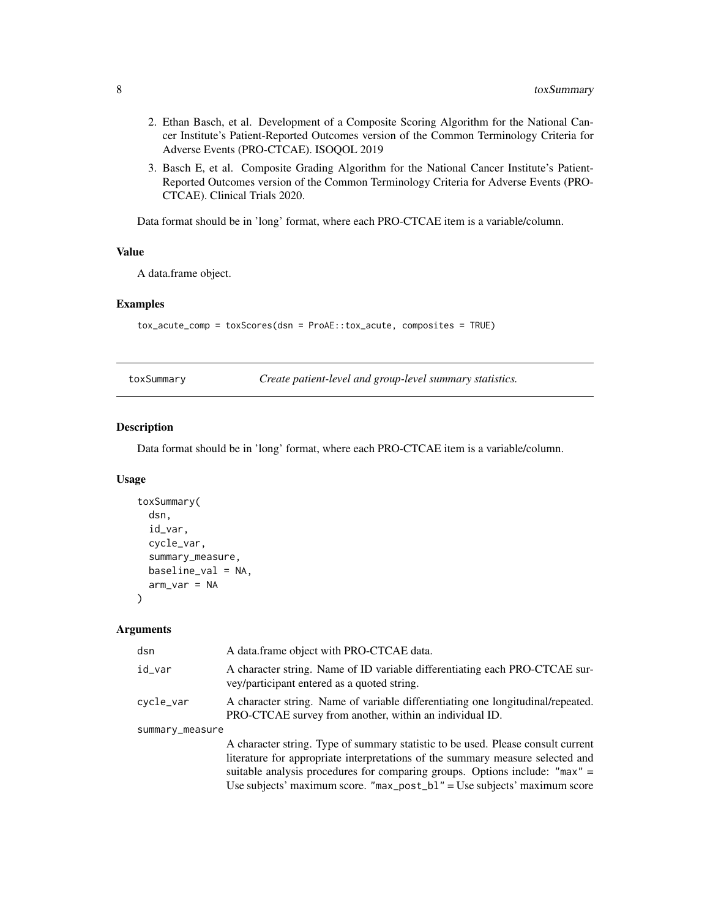2. Ethan Basch, et al. Development of a Composite Scoring Algorithm for the National Cancer Institute's Patient-Reported Outcomes version of the Common Terminology Criteria for Adverse Events (PRO-CTCAE). ISOQOL 2019
3. Basch E, et al. Composite Grading Algorithm for the National Cancer Institute's Patient-Reported Outcomes version of the Common Terminology Criteria for Adverse Events (PRO-CTCAE). Clinical Trials 2020.

Data format should be in 'long' format, where each PRO-CTCAE item is a variable/column.

### Value

A data.frame object.

### Examples

```
tox_acute_comp = toxScores(dsn = ProAE::tox_acute, composites = TRUE)
```

## toxSummary — *Create patient-level and group-level summary statistics.*

### Description

Data format should be in 'long' format, where each PRO-CTCAE item is a variable/column.

### Usage

```
toxSummary(
  dsn,
  id_var,
  cycle_var,
  summary_measure,
  baseline_val = NA,
  arm_var = NA
)
```

### Arguments

| | |
|---|---|
| dsn | A data.frame object with PRO-CTCAE data. |
| id_var | A character string. Name of ID variable differentiating each PRO-CTCAE survey/participant entered as a quoted string. |
| cycle_var | A character string. Name of variable differentiating one longitudinal/repeated. PRO-CTCAE survey from another, within an individual ID. |
| summary_measure | A character string. Type of summary statistic to be used. Please consult current literature for appropriate interpretations of the summary measure selected and suitable analysis procedures for comparing groups. Options include: "max" = Use subjects' maximum score. "max_post_bl" = Use subjects' maximum score |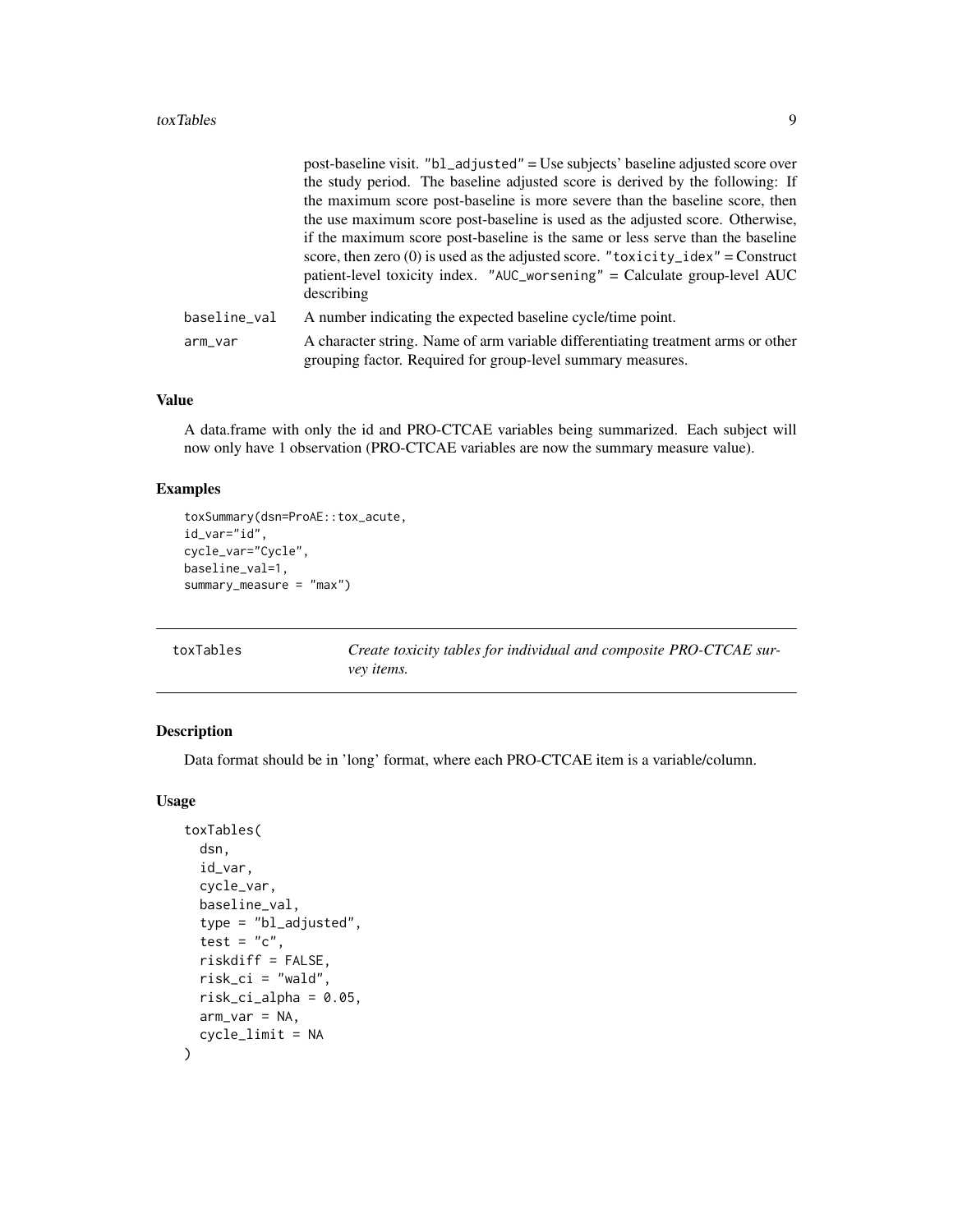post-baseline visit. "bl_adjusted" = Use subjects' baseline adjusted score over the study period. The baseline adjusted score is derived by the following: If the maximum score post-baseline is more severe than the baseline score, then the use maximum score post-baseline is used as the adjusted score. Otherwise, if the maximum score post-baseline is the same or less serve than the baseline score, then zero (0) is used as the adjusted score. "toxicity_idex" = Construct patient-level toxicity index. "AUC_worsening" = Calculate group-level AUC describing

| | |
|---|---|
| baseline_val | A number indicating the expected baseline cycle/time point. |
| arm_var | A character string. Name of arm variable differentiating treatment arms or other grouping factor. Required for group-level summary measures. |

### Value

A data.frame with only the id and PRO-CTCAE variables being summarized. Each subject will now only have 1 observation (PRO-CTCAE variables are now the summary measure value).

### Examples

```
toxSummary(dsn=ProAE::tox_acute,
id_var="id",
cycle_var="Cycle",
baseline_val=1,
summary_measure = "max")
```

---

## toxTables    *Create toxicity tables for individual and composite PRO-CTCAE survey items.*

---

### Description

Data format should be in 'long' format, where each PRO-CTCAE item is a variable/column.

### Usage

```
toxTables(
  dsn,
  id_var,
  cycle_var,
  baseline_val,
  type = "bl_adjusted",
  test = "c",
  riskdiff = FALSE,
  risk_ci = "wald",
  risk_ci_alpha = 0.05,
  arm_var = NA,
  cycle_limit = NA
)
```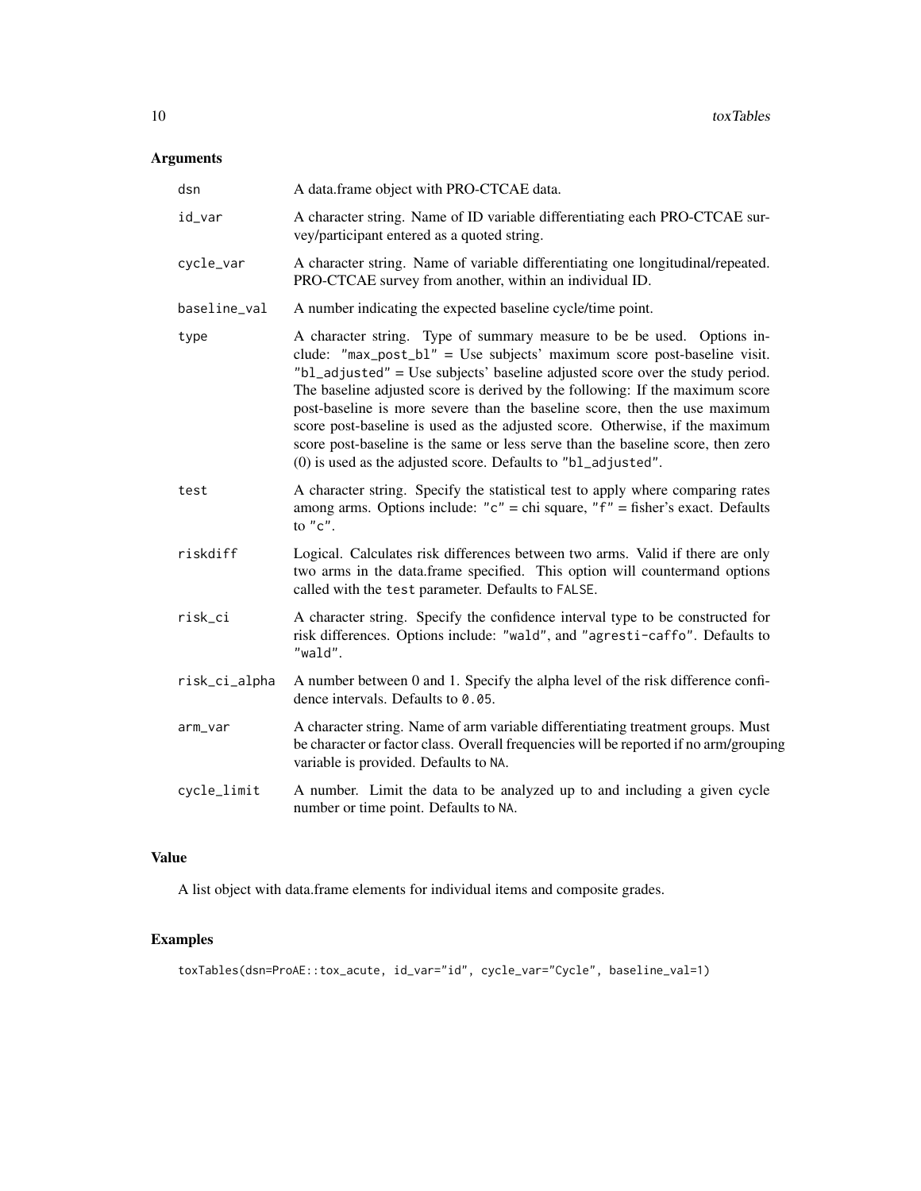## Arguments

| | |
|---|---|
| `dsn` | A data.frame object with PRO-CTCAE data. |
| `id_var` | A character string. Name of ID variable differentiating each PRO-CTCAE survey/participant entered as a quoted string. |
| `cycle_var` | A character string. Name of variable differentiating one longitudinal/repeated. PRO-CTCAE survey from another, within an individual ID. |
| `baseline_val` | A number indicating the expected baseline cycle/time point. |
| `type` | A character string. Type of summary measure to be be used. Options include: `"max_post_bl"` = Use subjects' maximum score post-baseline visit. `"bl_adjusted"` = Use subjects' baseline adjusted score over the study period. The baseline adjusted score is derived by the following: If the maximum score post-baseline is more severe than the baseline score, then the use maximum score post-baseline is used as the adjusted score. Otherwise, if the maximum score post-baseline is the same or less serve than the baseline score, then zero (0) is used as the adjusted score. Defaults to `"bl_adjusted"`. |
| `test` | A character string. Specify the statistical test to apply where comparing rates among arms. Options include: `"c"` = chi square, `"f"` = fisher's exact. Defaults to `"c"`. |
| `riskdiff` | Logical. Calculates risk differences between two arms. Valid if there are only two arms in the data.frame specified. This option will countermand options called with the `test` parameter. Defaults to `FALSE`. |
| `risk_ci` | A character string. Specify the confidence interval type to be constructed for risk differences. Options include: `"wald"`, and `"agresti-caffo"`. Defaults to `"wald"`. |
| `risk_ci_alpha` | A number between 0 and 1. Specify the alpha level of the risk difference confidence intervals. Defaults to `0.05`. |
| `arm_var` | A character string. Name of arm variable differentiating treatment groups. Must be character or factor class. Overall frequencies will be reported if no arm/grouping variable is provided. Defaults to `NA`. |
| `cycle_limit` | A number. Limit the data to be analyzed up to and including a given cycle number or time point. Defaults to `NA`. |

## Value

A list object with data.frame elements for individual items and composite grades.

## Examples

```
toxTables(dsn=ProAE::tox_acute, id_var="id", cycle_var="Cycle", baseline_val=1)
```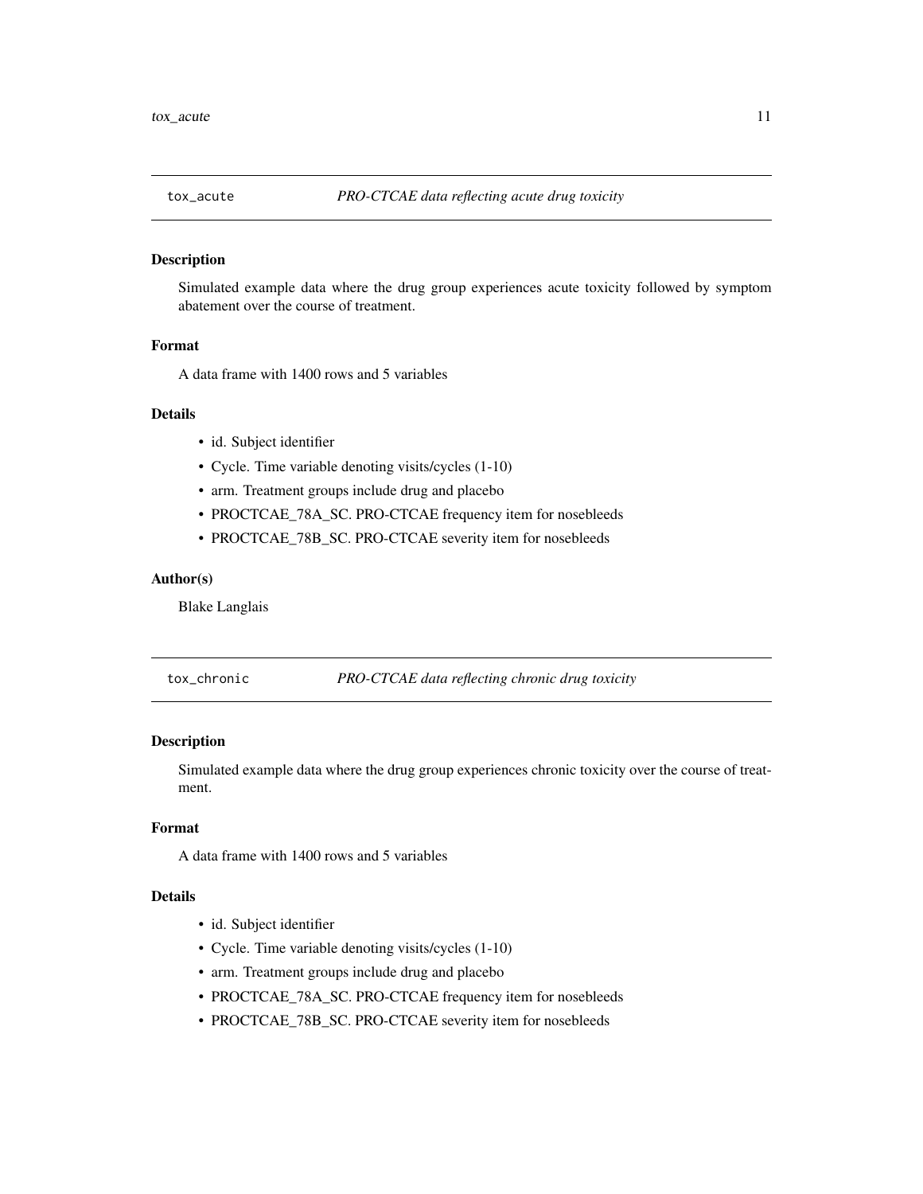## tox_acute — *PRO-CTCAE data reflecting acute drug toxicity*

### Description

Simulated example data where the drug group experiences acute toxicity followed by symptom abatement over the course of treatment.

### Format

A data frame with 1400 rows and 5 variables

### Details

- id. Subject identifier
- Cycle. Time variable denoting visits/cycles (1-10)
- arm. Treatment groups include drug and placebo
- PROCTCAE_78A_SC. PRO-CTCAE frequency item for nosebleeds
- PROCTCAE_78B_SC. PRO-CTCAE severity item for nosebleeds

### Author(s)

Blake Langlais

## tox_chronic — *PRO-CTCAE data reflecting chronic drug toxicity*

### Description

Simulated example data where the drug group experiences chronic toxicity over the course of treatment.

### Format

A data frame with 1400 rows and 5 variables

### Details

- id. Subject identifier
- Cycle. Time variable denoting visits/cycles (1-10)
- arm. Treatment groups include drug and placebo
- PROCTCAE_78A_SC. PRO-CTCAE frequency item for nosebleeds
- PROCTCAE_78B_SC. PRO-CTCAE severity item for nosebleeds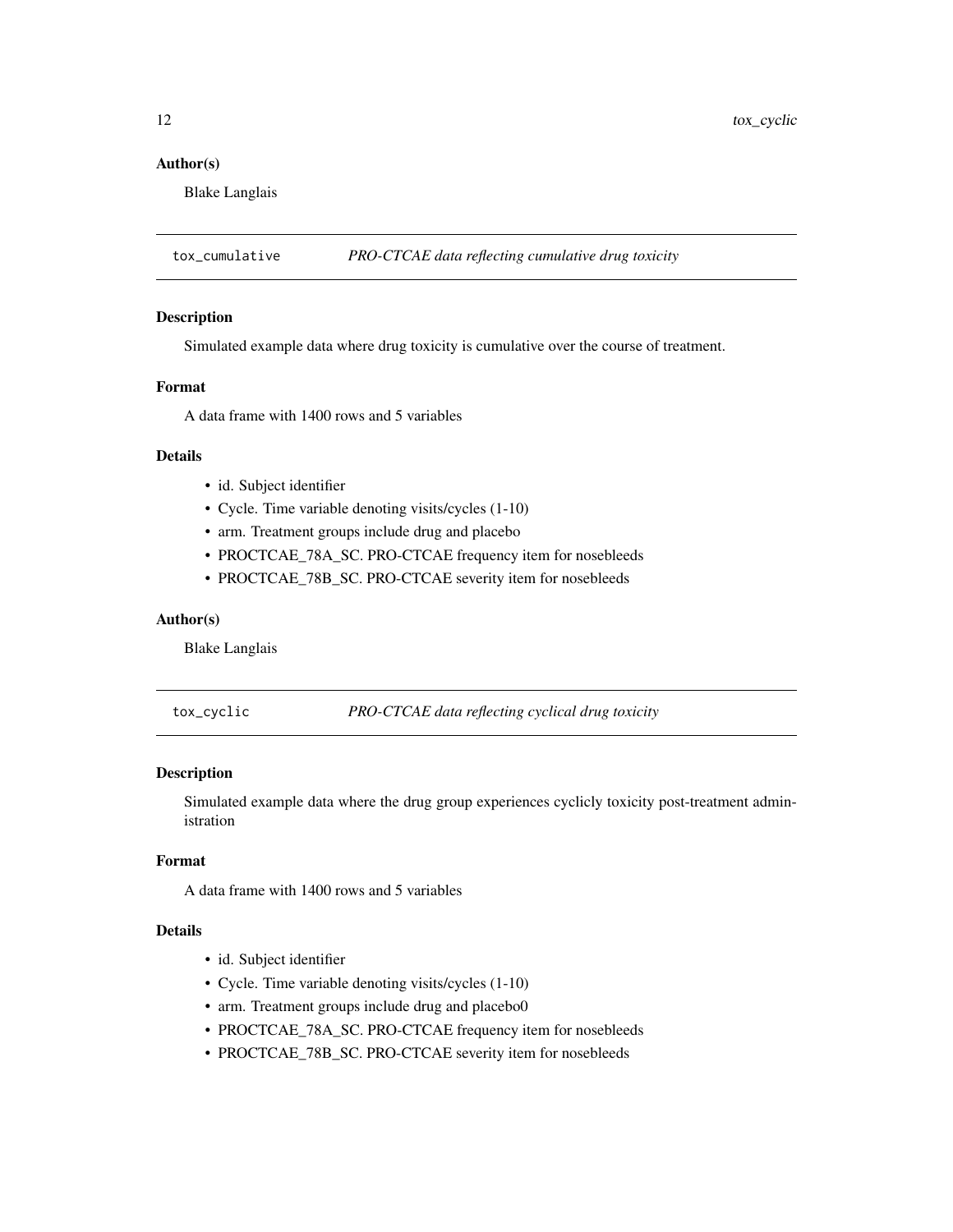### Author(s)

Blake Langlais

---

`tox_cumulative` *PRO-CTCAE data reflecting cumulative drug toxicity*

---

### Description

Simulated example data where drug toxicity is cumulative over the course of treatment.

### Format

A data frame with 1400 rows and 5 variables

### Details

- id. Subject identifier
- Cycle. Time variable denoting visits/cycles (1-10)
- arm. Treatment groups include drug and placebo
- PROCTCAE_78A_SC. PRO-CTCAE frequency item for nosebleeds
- PROCTCAE_78B_SC. PRO-CTCAE severity item for nosebleeds

### Author(s)

Blake Langlais

---

`tox_cyclic` *PRO-CTCAE data reflecting cyclical drug toxicity*

---

### Description

Simulated example data where the drug group experiences cyclicly toxicity post-treatment administration

### Format

A data frame with 1400 rows and 5 variables

### Details

- id. Subject identifier
- Cycle. Time variable denoting visits/cycles (1-10)
- arm. Treatment groups include drug and placebo0
- PROCTCAE_78A_SC. PRO-CTCAE frequency item for nosebleeds
- PROCTCAE_78B_SC. PRO-CTCAE severity item for nosebleeds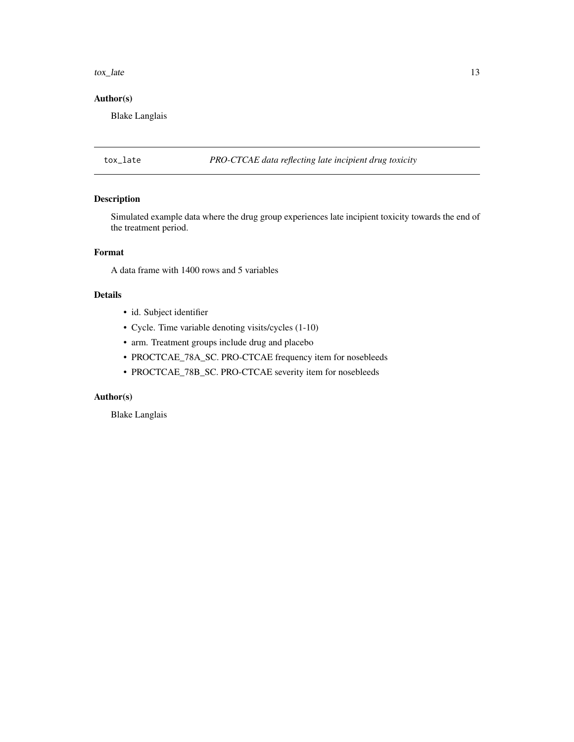## Author(s)

Blake Langlais

---

# tox_late — *PRO-CTCAE data reflecting late incipient drug toxicity*

## Description

Simulated example data where the drug group experiences late incipient toxicity towards the end of the treatment period.

## Format

A data frame with 1400 rows and 5 variables

## Details

- id. Subject identifier
- Cycle. Time variable denoting visits/cycles (1-10)
- arm. Treatment groups include drug and placebo
- PROCTCAE_78A_SC. PRO-CTCAE frequency item for nosebleeds
- PROCTCAE_78B_SC. PRO-CTCAE severity item for nosebleeds

## Author(s)

Blake Langlais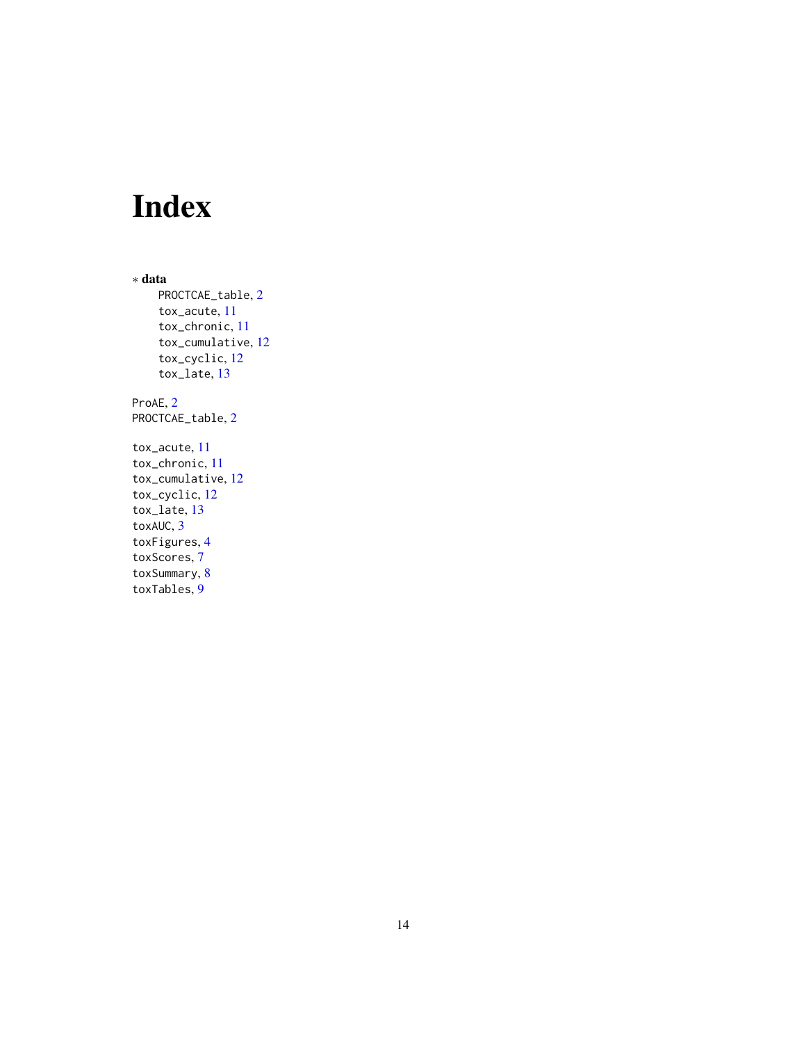# Index

∗ **data**

PROCTCAE_table, 2
tox_acute, 11
tox_chronic, 11
tox_cumulative, 12
tox_cyclic, 12
tox_late, 13

ProAE, 2
PROCTCAE_table, 2

tox_acute, 11
tox_chronic, 11
tox_cumulative, 12
tox_cyclic, 12
tox_late, 13
toxAUC, 3
toxFigures, 4
toxScores, 7
toxSummary, 8
toxTables, 9